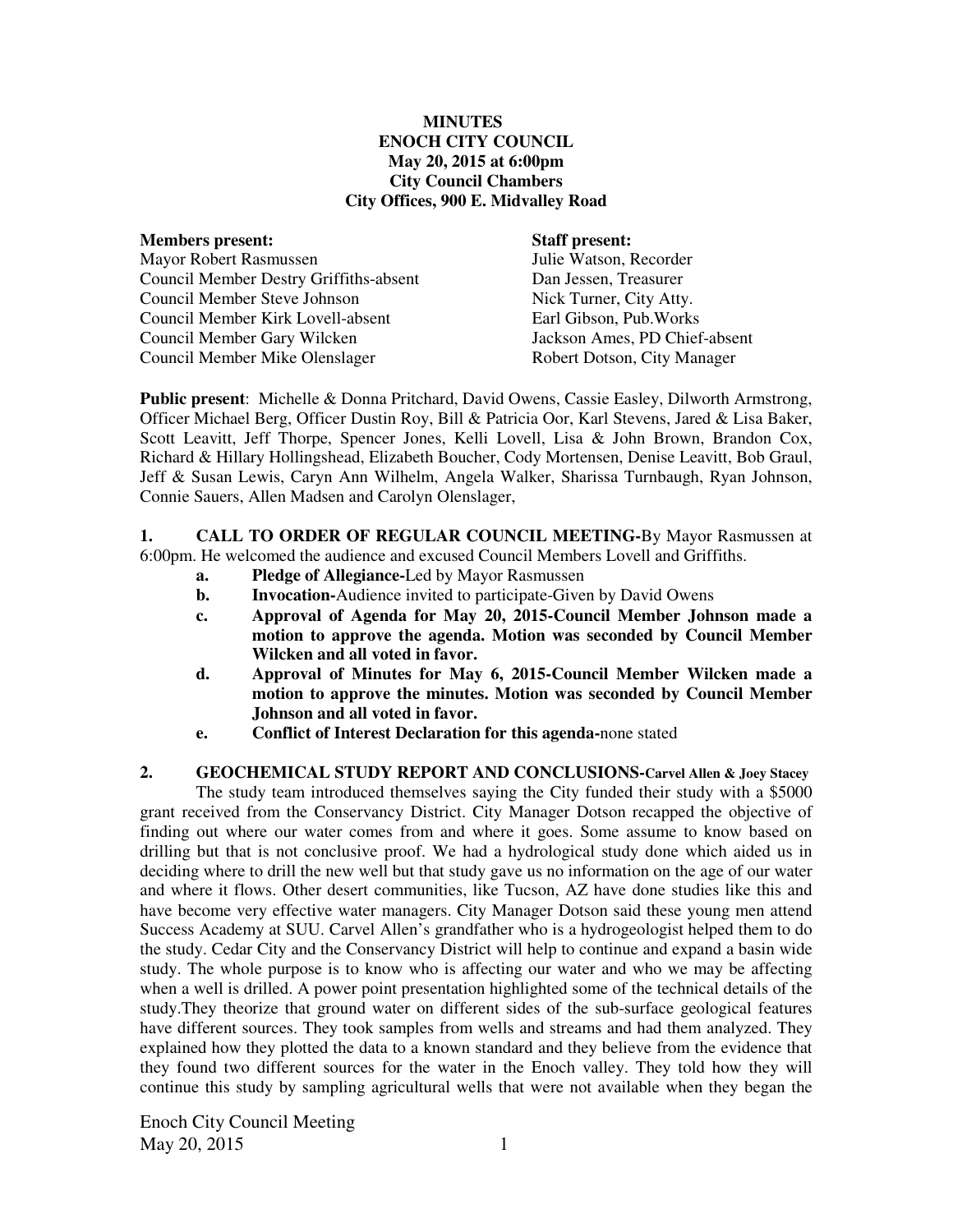**MINUTES**
**ENOCH CITY COUNCIL**
**May 20, 2015 at 6:00pm**
**City Council Chambers**
**City Offices, 900 E. Midvalley Road**

| **Members present:** | **Staff present:** |
|---|---|
| Mayor Robert Rasmussen | Julie Watson, Recorder |
| Council Member Destry Griffiths-absent | Dan Jessen, Treasurer |
| Council Member Steve Johnson | Nick Turner, City Atty. |
| Council Member Kirk Lovell-absent | Earl Gibson, Pub.Works |
| Council Member Gary Wilcken | Jackson Ames, PD Chief-absent |
| Council Member Mike Olenslager | Robert Dotson, City Manager |

**Public present**: Michelle & Donna Pritchard, David Owens, Cassie Easley, Dilworth Armstrong, Officer Michael Berg, Officer Dustin Roy, Bill & Patricia Oor, Karl Stevens, Jared & Lisa Baker, Scott Leavitt, Jeff Thorpe, Spencer Jones, Kelli Lovell, Lisa & John Brown, Brandon Cox, Richard & Hillary Hollingshead, Elizabeth Boucher, Cody Mortensen, Denise Leavitt, Bob Graul, Jeff & Susan Lewis, Caryn Ann Wilhelm, Angela Walker, Sharissa Turnbaugh, Ryan Johnson, Connie Sauers, Allen Madsen and Carolyn Olenslager,

**1. CALL TO ORDER OF REGULAR COUNCIL MEETING-**By Mayor Rasmussen at 6:00pm. He welcomed the audience and excused Council Members Lovell and Griffiths.

- **a. Pledge of Allegiance-**Led by Mayor Rasmussen
- **b. Invocation-**Audience invited to participate-Given by David Owens
- **c. Approval of Agenda for May 20, 2015-Council Member Johnson made a motion to approve the agenda. Motion was seconded by Council Member Wilcken and all voted in favor.**
- **d. Approval of Minutes for May 6, 2015-Council Member Wilcken made a motion to approve the minutes. Motion was seconded by Council Member Johnson and all voted in favor.**
- **e. Conflict of Interest Declaration for this agenda-**none stated

**2. GEOCHEMICAL STUDY REPORT AND CONCLUSIONS-Carvel Allen & Joey Stacey**

The study team introduced themselves saying the City funded their study with a $5000 grant received from the Conservancy District. City Manager Dotson recapped the objective of finding out where our water comes from and where it goes. Some assume to know based on drilling but that is not conclusive proof. We had a hydrological study done which aided us in deciding where to drill the new well but that study gave us no information on the age of our water and where it flows. Other desert communities, like Tucson, AZ have done studies like this and have become very effective water managers. City Manager Dotson said these young men attend Success Academy at SUU. Carvel Allen's grandfather who is a hydrogeologist helped them to do the study. Cedar City and the Conservancy District will help to continue and expand a basin wide study. The whole purpose is to know who is affecting our water and who we may be affecting when a well is drilled. A power point presentation highlighted some of the technical details of the study.They theorize that ground water on different sides of the sub-surface geological features have different sources. They took samples from wells and streams and had them analyzed. They explained how they plotted the data to a known standard and they believe from the evidence that they found two different sources for the water in the Enoch valley. They told how they will continue this study by sampling agricultural wells that were not available when they began the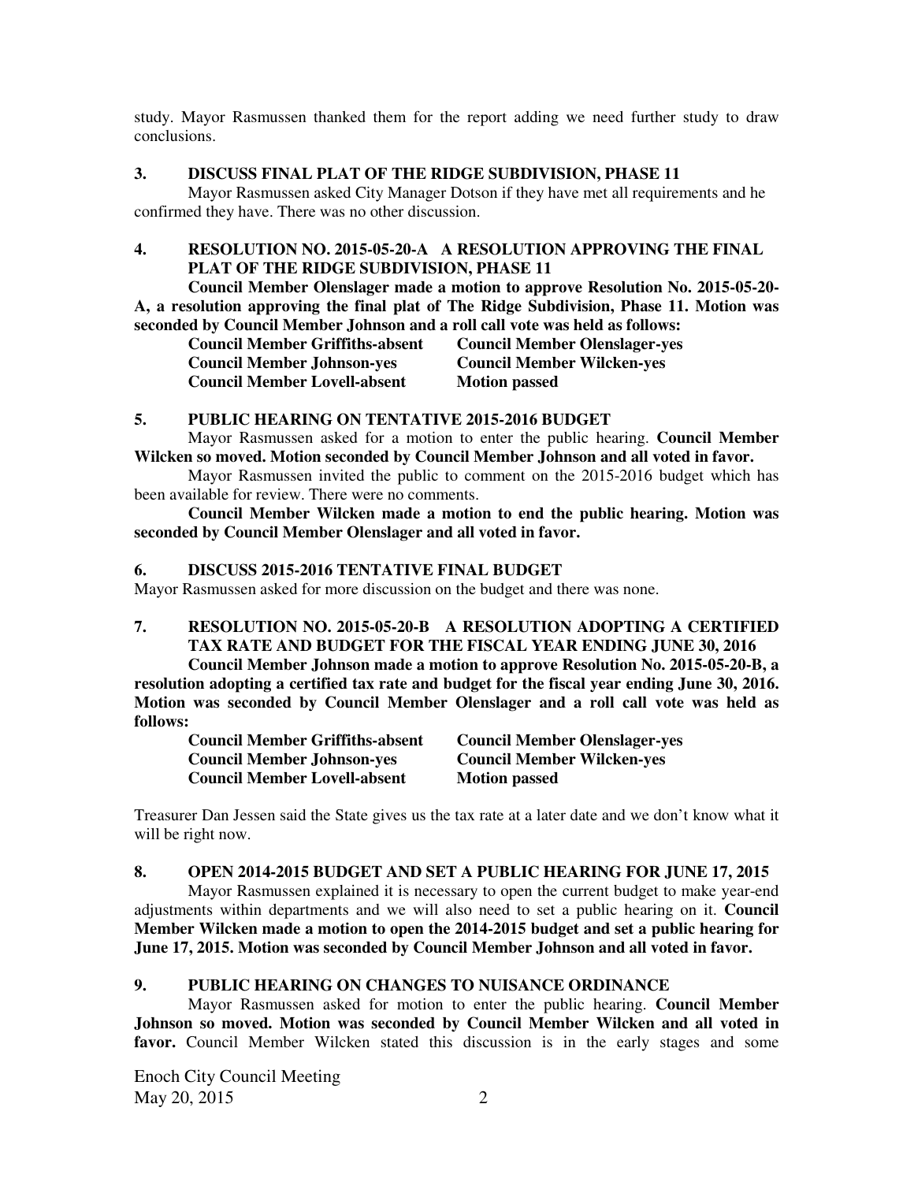study. Mayor Rasmussen thanked them for the report adding we need further study to draw conclusions.

**3. DISCUSS FINAL PLAT OF THE RIDGE SUBDIVISION, PHASE 11**

Mayor Rasmussen asked City Manager Dotson if they have met all requirements and he confirmed they have. There was no other discussion.

**4. RESOLUTION NO. 2015-05-20-A A RESOLUTION APPROVING THE FINAL PLAT OF THE RIDGE SUBDIVISION, PHASE 11**

**Council Member Olenslager made a motion to approve Resolution No. 2015-05-20-A, a resolution approving the final plat of The Ridge Subdivision, Phase 11. Motion was seconded by Council Member Johnson and a roll call vote was held as follows:**

| | |
|---|---|
| **Council Member Griffiths-absent** | **Council Member Olenslager-yes** |
| **Council Member Johnson-yes** | **Council Member Wilcken-yes** |
| **Council Member Lovell-absent** | **Motion passed** |

**5. PUBLIC HEARING ON TENTATIVE 2015-2016 BUDGET**

Mayor Rasmussen asked for a motion to enter the public hearing. **Council Member Wilcken so moved. Motion seconded by Council Member Johnson and all voted in favor.**

Mayor Rasmussen invited the public to comment on the 2015-2016 budget which has been available for review. There were no comments.

**Council Member Wilcken made a motion to end the public hearing. Motion was seconded by Council Member Olenslager and all voted in favor.**

**6. DISCUSS 2015-2016 TENTATIVE FINAL BUDGET**

Mayor Rasmussen asked for more discussion on the budget and there was none.

**7. RESOLUTION NO. 2015-05-20-B A RESOLUTION ADOPTING A CERTIFIED TAX RATE AND BUDGET FOR THE FISCAL YEAR ENDING JUNE 30, 2016**

**Council Member Johnson made a motion to approve Resolution No. 2015-05-20-B, a resolution adopting a certified tax rate and budget for the fiscal year ending June 30, 2016. Motion was seconded by Council Member Olenslager and a roll call vote was held as follows:**

| | |
|---|---|
| **Council Member Griffiths-absent** | **Council Member Olenslager-yes** |
| **Council Member Johnson-yes** | **Council Member Wilcken-yes** |
| **Council Member Lovell-absent** | **Motion passed** |

Treasurer Dan Jessen said the State gives us the tax rate at a later date and we don't know what it will be right now.

**8. OPEN 2014-2015 BUDGET AND SET A PUBLIC HEARING FOR JUNE 17, 2015**

Mayor Rasmussen explained it is necessary to open the current budget to make year-end adjustments within departments and we will also need to set a public hearing on it. **Council Member Wilcken made a motion to open the 2014-2015 budget and set a public hearing for June 17, 2015. Motion was seconded by Council Member Johnson and all voted in favor.**

**9. PUBLIC HEARING ON CHANGES TO NUISANCE ORDINANCE**

Mayor Rasmussen asked for motion to enter the public hearing. **Council Member Johnson so moved. Motion was seconded by Council Member Wilcken and all voted in favor.** Council Member Wilcken stated this discussion is in the early stages and some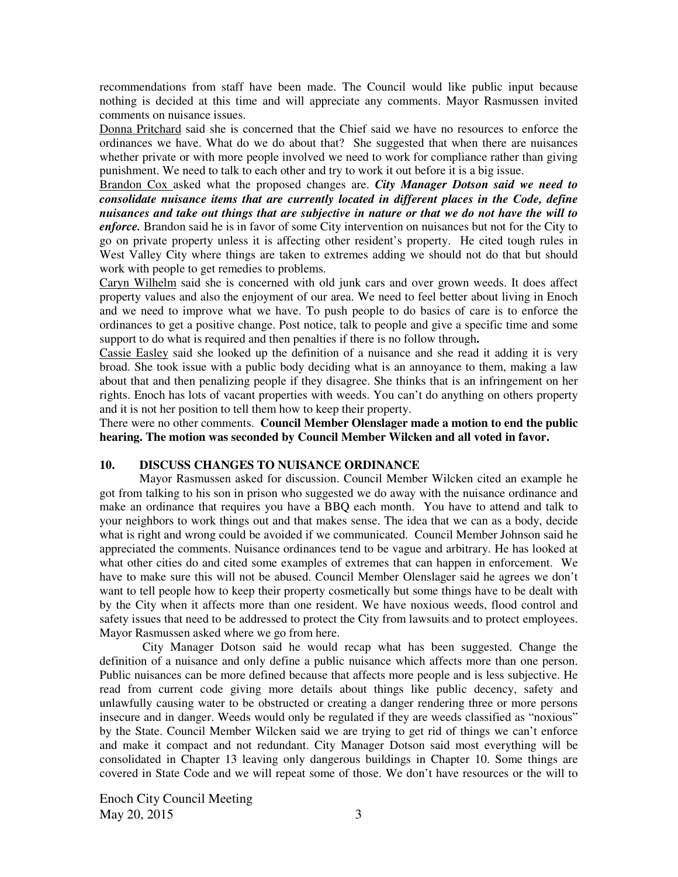recommendations from staff have been made. The Council would like public input because nothing is decided at this time and will appreciate any comments. Mayor Rasmussen invited comments on nuisance issues.

Donna Pritchard said she is concerned that the Chief said we have no resources to enforce the ordinances we have. What do we do about that? She suggested that when there are nuisances whether private or with more people involved we need to work for compliance rather than giving punishment. We need to talk to each other and try to work it out before it is a big issue.

Brandon Cox asked what the proposed changes are. ***City Manager Dotson said we need to consolidate nuisance items that are currently located in different places in the Code, define nuisances and take out things that are subjective in nature or that we do not have the will to enforce.*** Brandon said he is in favor of some City intervention on nuisances but not for the City to go on private property unless it is affecting other resident's property. He cited tough rules in West Valley City where things are taken to extremes adding we should not do that but should work with people to get remedies to problems.

Caryn Wilhelm said she is concerned with old junk cars and over grown weeds. It does affect property values and also the enjoyment of our area. We need to feel better about living in Enoch and we need to improve what we have. To push people to do basics of care is to enforce the ordinances to get a positive change. Post notice, talk to people and give a specific time and some support to do what is required and then penalties if there is no follow through**.**

Cassie Easley said she looked up the definition of a nuisance and she read it adding it is very broad. She took issue with a public body deciding what is an annoyance to them, making a law about that and then penalizing people if they disagree. She thinks that is an infringement on her rights. Enoch has lots of vacant properties with weeds. You can't do anything on others property and it is not her position to tell them how to keep their property.

There were no other comments. **Council Member Olenslager made a motion to end the public hearing. The motion was seconded by Council Member Wilcken and all voted in favor.**

## 10. DISCUSS CHANGES TO NUISANCE ORDINANCE

Mayor Rasmussen asked for discussion. Council Member Wilcken cited an example he got from talking to his son in prison who suggested we do away with the nuisance ordinance and make an ordinance that requires you have a BBQ each month. You have to attend and talk to your neighbors to work things out and that makes sense. The idea that we can as a body, decide what is right and wrong could be avoided if we communicated. Council Member Johnson said he appreciated the comments. Nuisance ordinances tend to be vague and arbitrary. He has looked at what other cities do and cited some examples of extremes that can happen in enforcement. We have to make sure this will not be abused. Council Member Olenslager said he agrees we don't want to tell people how to keep their property cosmetically but some things have to be dealt with by the City when it affects more than one resident. We have noxious weeds, flood control and safety issues that need to be addressed to protect the City from lawsuits and to protect employees. Mayor Rasmussen asked where we go from here.

City Manager Dotson said he would recap what has been suggested. Change the definition of a nuisance and only define a public nuisance which affects more than one person. Public nuisances can be more defined because that affects more people and is less subjective. He read from current code giving more details about things like public decency, safety and unlawfully causing water to be obstructed or creating a danger rendering three or more persons insecure and in danger. Weeds would only be regulated if they are weeds classified as "noxious" by the State. Council Member Wilcken said we are trying to get rid of things we can't enforce and make it compact and not redundant. City Manager Dotson said most everything will be consolidated in Chapter 13 leaving only dangerous buildings in Chapter 10. Some things are covered in State Code and we will repeat some of those. We don't have resources or the will to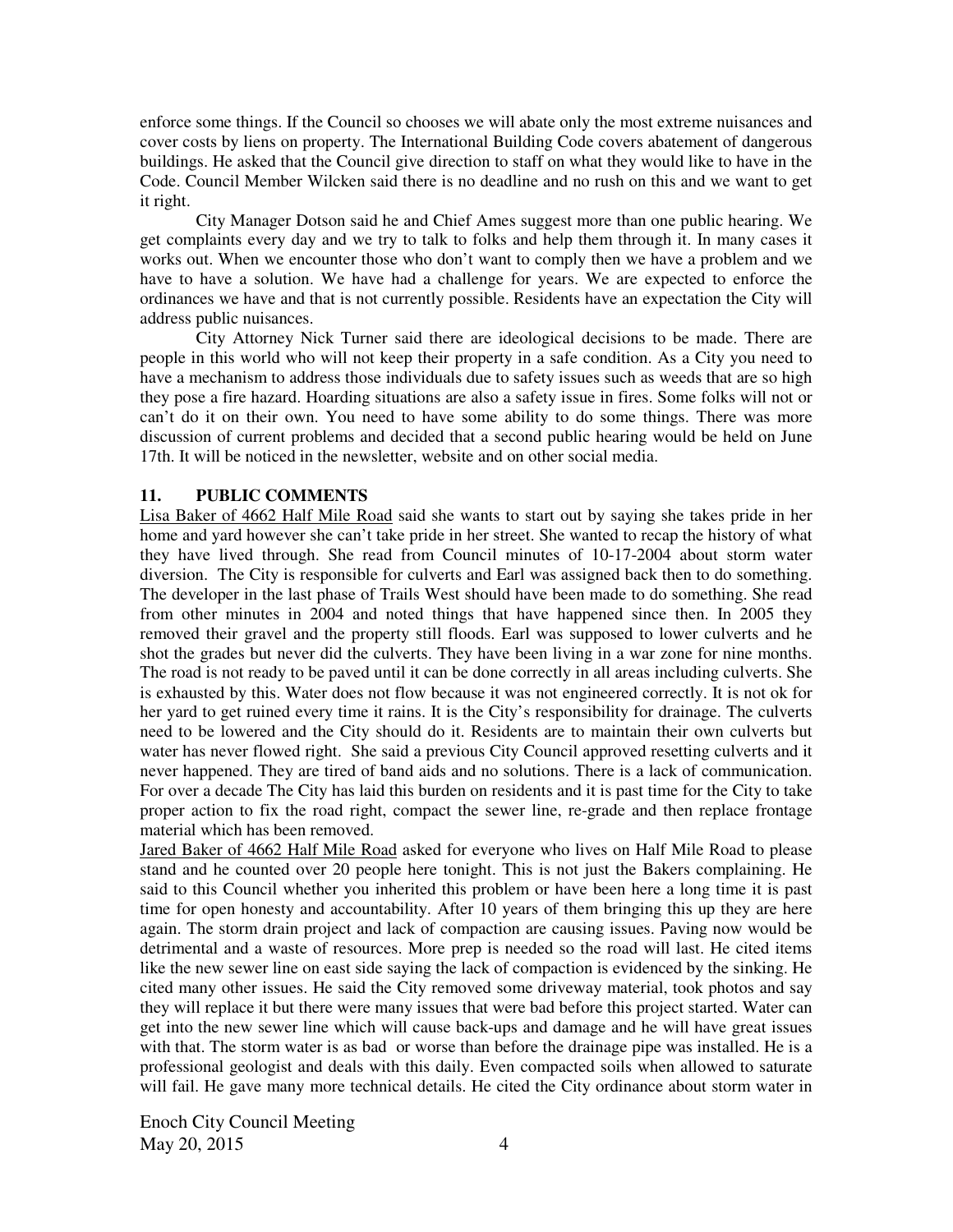enforce some things. If the Council so chooses we will abate only the most extreme nuisances and cover costs by liens on property. The International Building Code covers abatement of dangerous buildings. He asked that the Council give direction to staff on what they would like to have in the Code. Council Member Wilcken said there is no deadline and no rush on this and we want to get it right.

City Manager Dotson said he and Chief Ames suggest more than one public hearing. We get complaints every day and we try to talk to folks and help them through it. In many cases it works out. When we encounter those who don't want to comply then we have a problem and we have to have a solution. We have had a challenge for years. We are expected to enforce the ordinances we have and that is not currently possible. Residents have an expectation the City will address public nuisances.

City Attorney Nick Turner said there are ideological decisions to be made. There are people in this world who will not keep their property in a safe condition. As a City you need to have a mechanism to address those individuals due to safety issues such as weeds that are so high they pose a fire hazard. Hoarding situations are also a safety issue in fires. Some folks will not or can't do it on their own. You need to have some ability to do some things. There was more discussion of current problems and decided that a second public hearing would be held on June 17th. It will be noticed in the newsletter, website and on other social media.

**11. PUBLIC COMMENTS**

Lisa Baker of 4662 Half Mile Road said she wants to start out by saying she takes pride in her home and yard however she can't take pride in her street. She wanted to recap the history of what they have lived through. She read from Council minutes of 10-17-2004 about storm water diversion. The City is responsible for culverts and Earl was assigned back then to do something. The developer in the last phase of Trails West should have been made to do something. She read from other minutes in 2004 and noted things that have happened since then. In 2005 they removed their gravel and the property still floods. Earl was supposed to lower culverts and he shot the grades but never did the culverts. They have been living in a war zone for nine months. The road is not ready to be paved until it can be done correctly in all areas including culverts. She is exhausted by this. Water does not flow because it was not engineered correctly. It is not ok for her yard to get ruined every time it rains. It is the City's responsibility for drainage. The culverts need to be lowered and the City should do it. Residents are to maintain their own culverts but water has never flowed right. She said a previous City Council approved resetting culverts and it never happened. They are tired of band aids and no solutions. There is a lack of communication. For over a decade The City has laid this burden on residents and it is past time for the City to take proper action to fix the road right, compact the sewer line, re-grade and then replace frontage material which has been removed.

Jared Baker of 4662 Half Mile Road asked for everyone who lives on Half Mile Road to please stand and he counted over 20 people here tonight. This is not just the Bakers complaining. He said to this Council whether you inherited this problem or have been here a long time it is past time for open honesty and accountability. After 10 years of them bringing this up they are here again. The storm drain project and lack of compaction are causing issues. Paving now would be detrimental and a waste of resources. More prep is needed so the road will last. He cited items like the new sewer line on east side saying the lack of compaction is evidenced by the sinking. He cited many other issues. He said the City removed some driveway material, took photos and say they will replace it but there were many issues that were bad before this project started. Water can get into the new sewer line which will cause back-ups and damage and he will have great issues with that. The storm water is as bad or worse than before the drainage pipe was installed. He is a professional geologist and deals with this daily. Even compacted soils when allowed to saturate will fail. He gave many more technical details. He cited the City ordinance about storm water in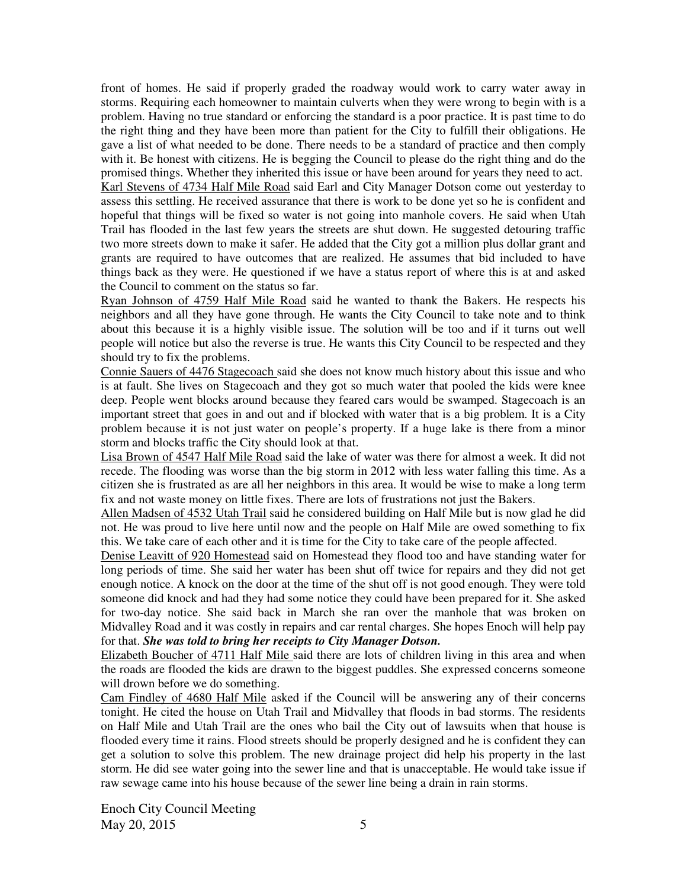front of homes. He said if properly graded the roadway would work to carry water away in storms. Requiring each homeowner to maintain culverts when they were wrong to begin with is a problem. Having no true standard or enforcing the standard is a poor practice. It is past time to do the right thing and they have been more than patient for the City to fulfill their obligations. He gave a list of what needed to be done. There needs to be a standard of practice and then comply with it. Be honest with citizens. He is begging the Council to please do the right thing and do the promised things. Whether they inherited this issue or have been around for years they need to act.

Karl Stevens of 4734 Half Mile Road said Earl and City Manager Dotson come out yesterday to assess this settling. He received assurance that there is work to be done yet so he is confident and hopeful that things will be fixed so water is not going into manhole covers. He said when Utah Trail has flooded in the last few years the streets are shut down. He suggested detouring traffic two more streets down to make it safer. He added that the City got a million plus dollar grant and grants are required to have outcomes that are realized. He assumes that bid included to have things back as they were. He questioned if we have a status report of where this is at and asked the Council to comment on the status so far.

Ryan Johnson of 4759 Half Mile Road said he wanted to thank the Bakers. He respects his neighbors and all they have gone through. He wants the City Council to take note and to think about this because it is a highly visible issue. The solution will be too and if it turns out well people will notice but also the reverse is true. He wants this City Council to be respected and they should try to fix the problems.

Connie Sauers of 4476 Stagecoach said she does not know much history about this issue and who is at fault. She lives on Stagecoach and they got so much water that pooled the kids were knee deep. People went blocks around because they feared cars would be swamped. Stagecoach is an important street that goes in and out and if blocked with water that is a big problem. It is a City problem because it is not just water on people's property. If a huge lake is there from a minor storm and blocks traffic the City should look at that.

Lisa Brown of 4547 Half Mile Road said the lake of water was there for almost a week. It did not recede. The flooding was worse than the big storm in 2012 with less water falling this time. As a citizen she is frustrated as are all her neighbors in this area. It would be wise to make a long term fix and not waste money on little fixes. There are lots of frustrations not just the Bakers.

Allen Madsen of 4532 Utah Trail said he considered building on Half Mile but is now glad he did not. He was proud to live here until now and the people on Half Mile are owed something to fix this. We take care of each other and it is time for the City to take care of the people affected.

Denise Leavitt of 920 Homestead said on Homestead they flood too and have standing water for long periods of time. She said her water has been shut off twice for repairs and they did not get enough notice. A knock on the door at the time of the shut off is not good enough. They were told someone did knock and had they had some notice they could have been prepared for it. She asked for two-day notice. She said back in March she ran over the manhole that was broken on Midvalley Road and it was costly in repairs and car rental charges. She hopes Enoch will help pay for that. ***She was told to bring her receipts to City Manager Dotson.***

Elizabeth Boucher of 4711 Half Mile said there are lots of children living in this area and when the roads are flooded the kids are drawn to the biggest puddles. She expressed concerns someone will drown before we do something.

Cam Findley of 4680 Half Mile asked if the Council will be answering any of their concerns tonight. He cited the house on Utah Trail and Midvalley that floods in bad storms. The residents on Half Mile and Utah Trail are the ones who bail the City out of lawsuits when that house is flooded every time it rains. Flood streets should be properly designed and he is confident they can get a solution to solve this problem. The new drainage project did help his property in the last storm. He did see water going into the sewer line and that is unacceptable. He would take issue if raw sewage came into his house because of the sewer line being a drain in rain storms.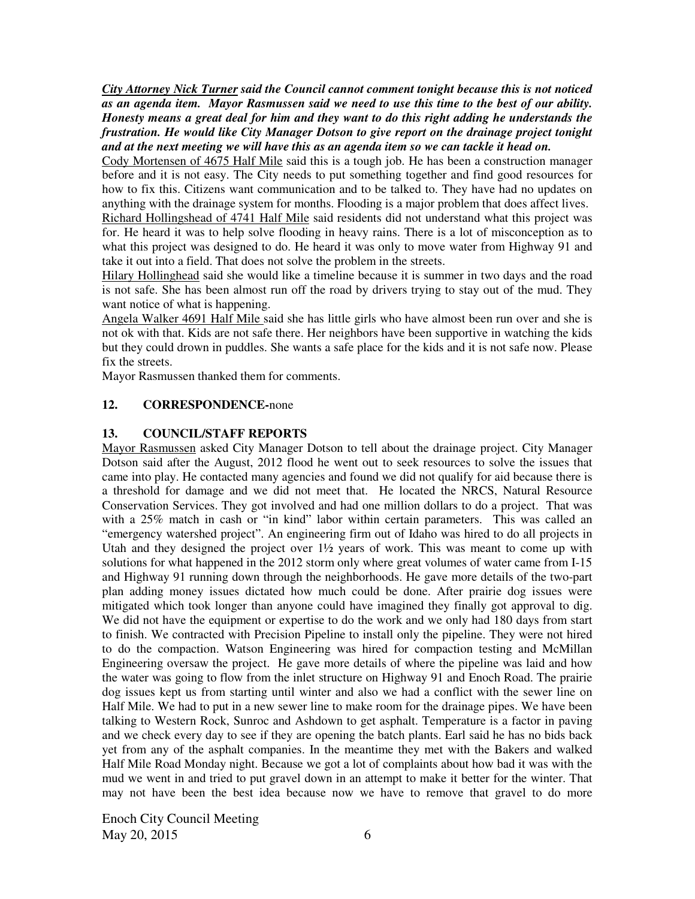***City Attorney Nick Turner** said the Council cannot comment tonight because this is not noticed as an agenda item. Mayor Rasmussen said we need to use this time to the best of our ability. Honesty means a great deal for him and they want to do this right adding he understands the frustration. He would like City Manager Dotson to give report on the drainage project tonight and at the next meeting we will have this as an agenda item so we can tackle it head on.*

Cody Mortensen of 4675 Half Mile said this is a tough job. He has been a construction manager before and it is not easy. The City needs to put something together and find good resources for how to fix this. Citizens want communication and to be talked to. They have had no updates on anything with the drainage system for months. Flooding is a major problem that does affect lives.

Richard Hollingshead of 4741 Half Mile said residents did not understand what this project was for. He heard it was to help solve flooding in heavy rains. There is a lot of misconception as to what this project was designed to do. He heard it was only to move water from Highway 91 and take it out into a field. That does not solve the problem in the streets.

Hilary Hollinghead said she would like a timeline because it is summer in two days and the road is not safe. She has been almost run off the road by drivers trying to stay out of the mud. They want notice of what is happening.

Angela Walker 4691 Half Mile said she has little girls who have almost been run over and she is not ok with that. Kids are not safe there. Her neighbors have been supportive in watching the kids but they could drown in puddles. She wants a safe place for the kids and it is not safe now. Please fix the streets.

Mayor Rasmussen thanked them for comments.

## 12. CORRESPONDENCE-none

## 13. COUNCIL/STAFF REPORTS

Mayor Rasmussen asked City Manager Dotson to tell about the drainage project. City Manager Dotson said after the August, 2012 flood he went out to seek resources to solve the issues that came into play. He contacted many agencies and found we did not qualify for aid because there is a threshold for damage and we did not meet that. He located the NRCS, Natural Resource Conservation Services. They got involved and had one million dollars to do a project. That was with a 25% match in cash or "in kind" labor within certain parameters. This was called an "emergency watershed project". An engineering firm out of Idaho was hired to do all projects in Utah and they designed the project over 1½ years of work. This was meant to come up with solutions for what happened in the 2012 storm only where great volumes of water came from I-15 and Highway 91 running down through the neighborhoods. He gave more details of the two-part plan adding money issues dictated how much could be done. After prairie dog issues were mitigated which took longer than anyone could have imagined they finally got approval to dig. We did not have the equipment or expertise to do the work and we only had 180 days from start to finish. We contracted with Precision Pipeline to install only the pipeline. They were not hired to do the compaction. Watson Engineering was hired for compaction testing and McMillan Engineering oversaw the project. He gave more details of where the pipeline was laid and how the water was going to flow from the inlet structure on Highway 91 and Enoch Road. The prairie dog issues kept us from starting until winter and also we had a conflict with the sewer line on Half Mile. We had to put in a new sewer line to make room for the drainage pipes. We have been talking to Western Rock, Sunroc and Ashdown to get asphalt. Temperature is a factor in paving and we check every day to see if they are opening the batch plants. Earl said he has no bids back yet from any of the asphalt companies. In the meantime they met with the Bakers and walked Half Mile Road Monday night. Because we got a lot of complaints about how bad it was with the mud we went in and tried to put gravel down in an attempt to make it better for the winter. That may not have been the best idea because now we have to remove that gravel to do more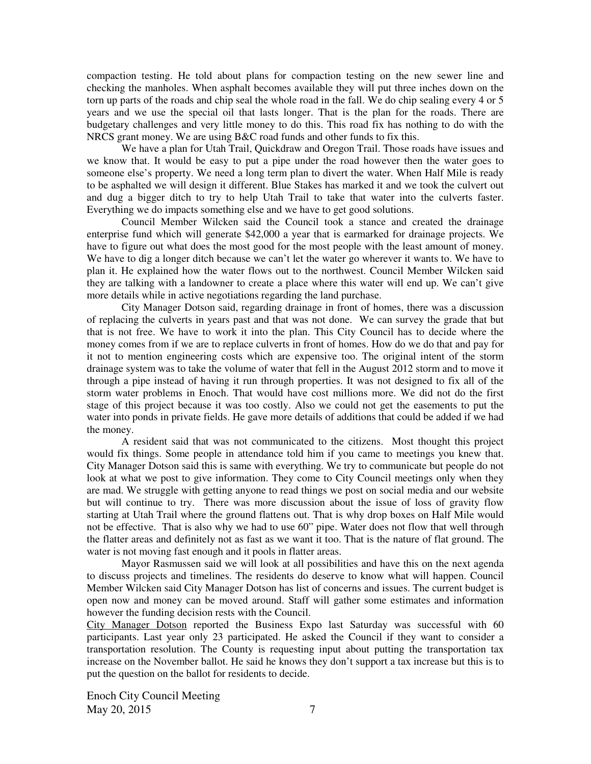compaction testing. He told about plans for compaction testing on the new sewer line and checking the manholes. When asphalt becomes available they will put three inches down on the torn up parts of the roads and chip seal the whole road in the fall. We do chip sealing every 4 or 5 years and we use the special oil that lasts longer. That is the plan for the roads. There are budgetary challenges and very little money to do this. This road fix has nothing to do with the NRCS grant money. We are using B&C road funds and other funds to fix this.

We have a plan for Utah Trail, Quickdraw and Oregon Trail. Those roads have issues and we know that. It would be easy to put a pipe under the road however then the water goes to someone else's property. We need a long term plan to divert the water. When Half Mile is ready to be asphalted we will design it different. Blue Stakes has marked it and we took the culvert out and dug a bigger ditch to try to help Utah Trail to take that water into the culverts faster. Everything we do impacts something else and we have to get good solutions.

Council Member Wilcken said the Council took a stance and created the drainage enterprise fund which will generate $42,000 a year that is earmarked for drainage projects. We have to figure out what does the most good for the most people with the least amount of money. We have to dig a longer ditch because we can't let the water go wherever it wants to. We have to plan it. He explained how the water flows out to the northwest. Council Member Wilcken said they are talking with a landowner to create a place where this water will end up. We can't give more details while in active negotiations regarding the land purchase.

City Manager Dotson said, regarding drainage in front of homes, there was a discussion of replacing the culverts in years past and that was not done. We can survey the grade that but that is not free. We have to work it into the plan. This City Council has to decide where the money comes from if we are to replace culverts in front of homes. How do we do that and pay for it not to mention engineering costs which are expensive too. The original intent of the storm drainage system was to take the volume of water that fell in the August 2012 storm and to move it through a pipe instead of having it run through properties. It was not designed to fix all of the storm water problems in Enoch. That would have cost millions more. We did not do the first stage of this project because it was too costly. Also we could not get the easements to put the water into ponds in private fields. He gave more details of additions that could be added if we had the money.

A resident said that was not communicated to the citizens. Most thought this project would fix things. Some people in attendance told him if you came to meetings you knew that. City Manager Dotson said this is same with everything. We try to communicate but people do not look at what we post to give information. They come to City Council meetings only when they are mad. We struggle with getting anyone to read things we post on social media and our website but will continue to try. There was more discussion about the issue of loss of gravity flow starting at Utah Trail where the ground flattens out. That is why drop boxes on Half Mile would not be effective. That is also why we had to use 60" pipe. Water does not flow that well through the flatter areas and definitely not as fast as we want it too. That is the nature of flat ground. The water is not moving fast enough and it pools in flatter areas.

Mayor Rasmussen said we will look at all possibilities and have this on the next agenda to discuss projects and timelines. The residents do deserve to know what will happen. Council Member Wilcken said City Manager Dotson has list of concerns and issues. The current budget is open now and money can be moved around. Staff will gather some estimates and information however the funding decision rests with the Council.

City Manager Dotson reported the Business Expo last Saturday was successful with 60 participants. Last year only 23 participated. He asked the Council if they want to consider a transportation resolution. The County is requesting input about putting the transportation tax increase on the November ballot. He said he knows they don't support a tax increase but this is to put the question on the ballot for residents to decide.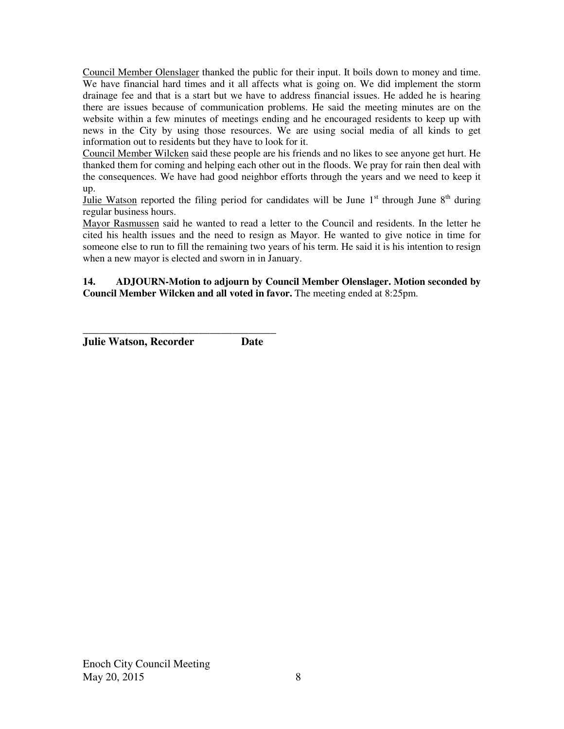Council Member Olenslager thanked the public for their input. It boils down to money and time. We have financial hard times and it all affects what is going on. We did implement the storm drainage fee and that is a start but we have to address financial issues. He added he is hearing there are issues because of communication problems. He said the meeting minutes are on the website within a few minutes of meetings ending and he encouraged residents to keep up with news in the City by using those resources. We are using social media of all kinds to get information out to residents but they have to look for it.

Council Member Wilcken said these people are his friends and no likes to see anyone get hurt. He thanked them for coming and helping each other out in the floods. We pray for rain then deal with the consequences. We have had good neighbor efforts through the years and we need to keep it up.

Julie Watson reported the filing period for candidates will be June 1st through June 8th during regular business hours.

Mayor Rasmussen said he wanted to read a letter to the Council and residents. In the letter he cited his health issues and the need to resign as Mayor. He wanted to give notice in time for someone else to run to fill the remaining two years of his term. He said it is his intention to resign when a new mayor is elected and sworn in in January.

**14. ADJOURN-Motion to adjourn by Council Member Olenslager. Motion seconded by Council Member Wilcken and all voted in favor.** The meeting ended at 8:25pm.

\_\_\_\_\_\_\_\_\_\_\_\_\_\_\_\_\_\_\_\_\_\_\_\_\_\_\_\_\_\_\_\_\_\_\_\_\_

**Julie Watson, Recorder Date**